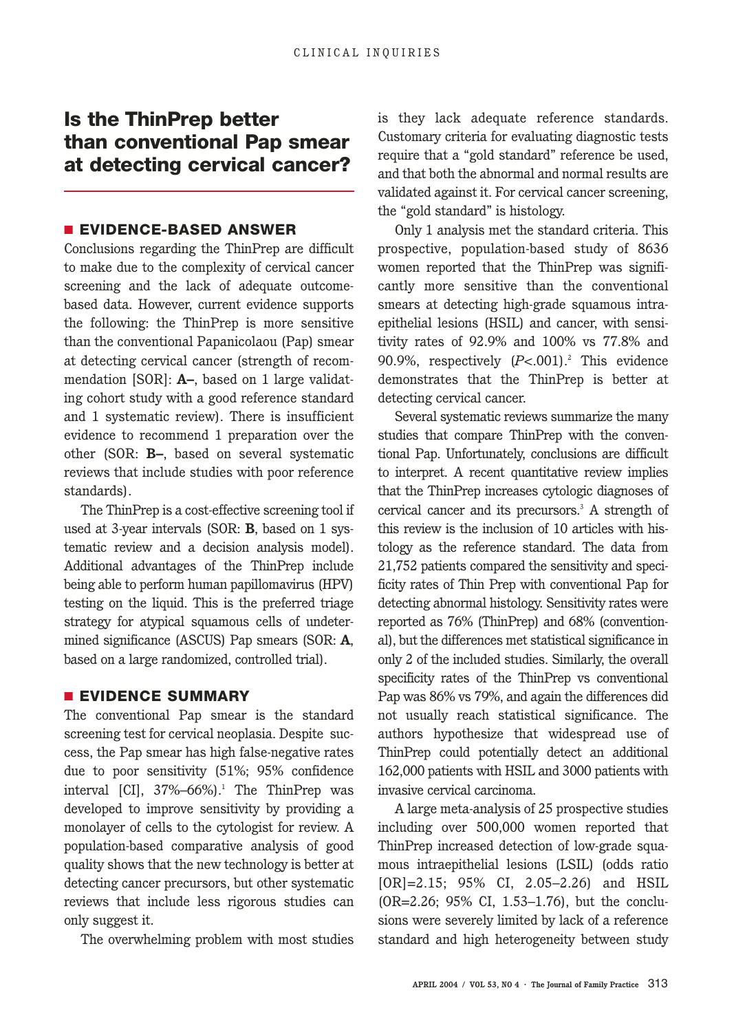# Is the ThinPrep better than conventional Pap smear at detecting cervical cancer?

## EVIDENCE-BASED ANSWER

Conclusions regarding the ThinPrep are difficult to make due to the complexity of cervical cancer screening and the lack of adequate outcome-based data. However, current evidence supports the following: the ThinPrep is more sensitive than the conventional Papanicolaou (Pap) smear at detecting cervical cancer (strength of recommendation [SOR]: **A–**, based on 1 large validating cohort study with a good reference standard and 1 systematic review). There is insufficient evidence to recommend 1 preparation over the other (SOR: **B–**, based on several systematic reviews that include studies with poor reference standards).

The ThinPrep is a cost-effective screening tool if used at 3-year intervals (SOR: **B**, based on 1 systematic review and a decision analysis model). Additional advantages of the ThinPrep include being able to perform human papillomavirus (HPV) testing on the liquid. This is the preferred triage strategy for atypical squamous cells of undetermined significance (ASCUS) Pap smears (SOR: **A**, based on a large randomized, controlled trial).

## EVIDENCE SUMMARY

The conventional Pap smear is the standard screening test for cervical neoplasia. Despite success, the Pap smear has high false-negative rates due to poor sensitivity (51%; 95% confidence interval [CI], 37%–66%).[1] The ThinPrep was developed to improve sensitivity by providing a monolayer of cells to the cytologist for review. A population-based comparative analysis of good quality shows that the new technology is better at detecting cancer precursors, but other systematic reviews that include less rigorous studies can only suggest it.

The overwhelming problem with most studies is they lack adequate reference standards. Customary criteria for evaluating diagnostic tests require that a "gold standard" reference be used, and that both the abnormal and normal results are validated against it. For cervical cancer screening, the "gold standard" is histology.

Only 1 analysis met the standard criteria. This prospective, population-based study of 8636 women reported that the ThinPrep was significantly more sensitive than the conventional smears at detecting high-grade squamous intraepithelial lesions (HSIL) and cancer, with sensitivity rates of 92.9% and 100% vs 77.8% and 90.9%, respectively ($P<.001$).[2] This evidence demonstrates that the ThinPrep is better at detecting cervical cancer.

Several systematic reviews summarize the many studies that compare ThinPrep with the conventional Pap. Unfortunately, conclusions are difficult to interpret. A recent quantitative review implies that the ThinPrep increases cytologic diagnoses of cervical cancer and its precursors.[3] A strength of this review is the inclusion of 10 articles with histology as the reference standard. The data from 21,752 patients compared the sensitivity and specificity rates of Thin Prep with conventional Pap for detecting abnormal histology. Sensitivity rates were reported as 76% (ThinPrep) and 68% (conventional), but the differences met statistical significance in only 2 of the included studies. Similarly, the overall specificity rates of the ThinPrep vs conventional Pap was 86% vs 79%, and again the differences did not usually reach statistical significance. The authors hypothesize that widespread use of ThinPrep could potentially detect an additional 162,000 patients with HSIL and 3000 patients with invasive cervical carcinoma.

A large meta-analysis of 25 prospective studies including over 500,000 women reported that ThinPrep increased detection of low-grade squamous intraepithelial lesions (LSIL) (odds ratio [OR]=2.15; 95% CI, 2.05–2.26) and HSIL (OR=2.26; 95% CI, 1.53–1.76), but the conclusions were severely limited by lack of a reference standard and high heterogeneity between study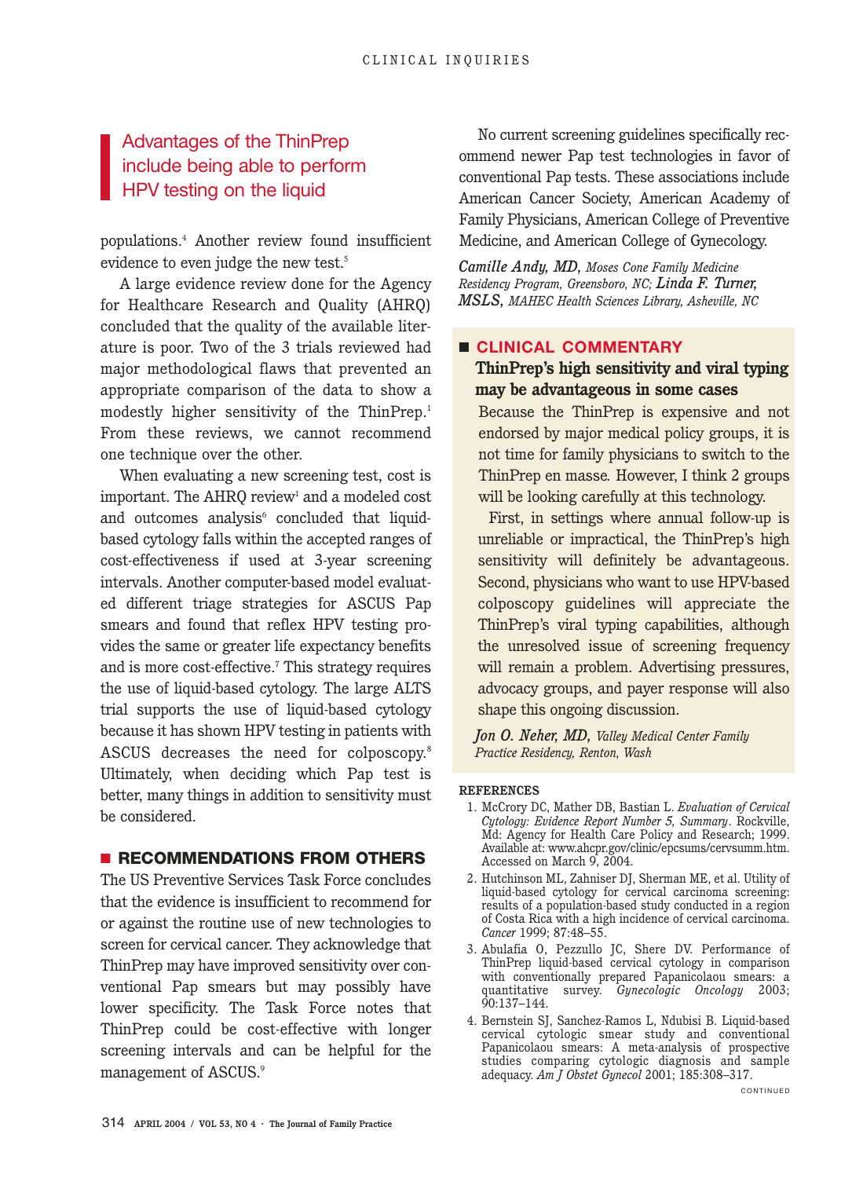> Advantages of the ThinPrep include being able to perform HPV testing on the liquid

populations.[4] Another review found insufficient evidence to even judge the new test.[5]

A large evidence review done for the Agency for Healthcare Research and Quality (AHRQ) concluded that the quality of the available literature is poor. Two of the 3 trials reviewed had major methodological flaws that prevented an appropriate comparison of the data to show a modestly higher sensitivity of the ThinPrep.[1] From these reviews, we cannot recommend one technique over the other.

When evaluating a new screening test, cost is important. The AHRQ review[1] and a modeled cost and outcomes analysis[6] concluded that liquid-based cytology falls within the accepted ranges of cost-effectiveness if used at 3-year screening intervals. Another computer-based model evaluated different triage strategies for ASCUS Pap smears and found that reflex HPV testing provides the same or greater life expectancy benefits and is more cost-effective.[7] This strategy requires the use of liquid-based cytology. The large ALTS trial supports the use of liquid-based cytology because it has shown HPV testing in patients with ASCUS decreases the need for colposcopy.[8] Ultimately, when deciding which Pap test is better, many things in addition to sensitivity must be considered.

## RECOMMENDATIONS FROM OTHERS

The US Preventive Services Task Force concludes that the evidence is insufficient to recommend for or against the routine use of new technologies to screen for cervical cancer. They acknowledge that ThinPrep may have improved sensitivity over conventional Pap smears but may possibly have lower specificity. The Task Force notes that ThinPrep could be cost-effective with longer screening intervals and can be helpful for the management of ASCUS.[9]

No current screening guidelines specifically recommend newer Pap test technologies in favor of conventional Pap tests. These associations include American Cancer Society, American Academy of Family Physicians, American College of Preventive Medicine, and American College of Gynecology.

***Camille Andy, MD,*** *Moses Cone Family Medicine Residency Program, Greensboro, NC;* ***Linda F. Turner, MSLS,*** *MAHEC Health Sciences Library, Asheville, NC*

## CLINICAL COMMENTARY

### ThinPrep's high sensitivity and viral typing may be advantageous in some cases

Because the ThinPrep is expensive and not endorsed by major medical policy groups, it is not time for family physicians to switch to the ThinPrep en masse. However, I think 2 groups will be looking carefully at this technology.

First, in settings where annual follow-up is unreliable or impractical, the ThinPrep's high sensitivity will definitely be advantageous. Second, physicians who want to use HPV-based colposcopy guidelines will appreciate the ThinPrep's viral typing capabilities, although the unresolved issue of screening frequency will remain a problem. Advertising pressures, advocacy groups, and payer response will also shape this ongoing discussion.

***Jon O. Neher, MD,*** *Valley Medical Center Family Practice Residency, Renton, Wash*

**REFERENCES**

1. McCrory DC, Mather DB, Bastian L. *Evaluation of Cervical Cytology: Evidence Report Number 5, Summary*. Rockville, Md: Agency for Health Care Policy and Research; 1999. Available at: www.ahcpr.gov/clinic/epcsums/cervsumm.htm. Accessed on March 9, 2004.
2. Hutchinson ML, Zahniser DJ, Sherman ME, et al. Utility of liquid-based cytology for cervical carcinoma screening: results of a population-based study conducted in a region of Costa Rica with a high incidence of cervical carcinoma. *Cancer* 1999; 87:48–55.
3. Abulafia O, Pezzullo JC, Shere DV. Performance of ThinPrep liquid-based cervical cytology in comparison with conventionally prepared Papanicolaou smears: a quantitative survey. *Gynecologic Oncology* 2003; 90:137–144.
4. Bernstein SJ, Sanchez-Ramos L, Ndubisi B. Liquid-based cervical cytologic smear study and conventional Papanicolaou smears: A meta-analysis of prospective studies comparing cytologic diagnosis and sample adequacy. *Am J Obstet Gynecol* 2001; 185:308–317.

CONTINUED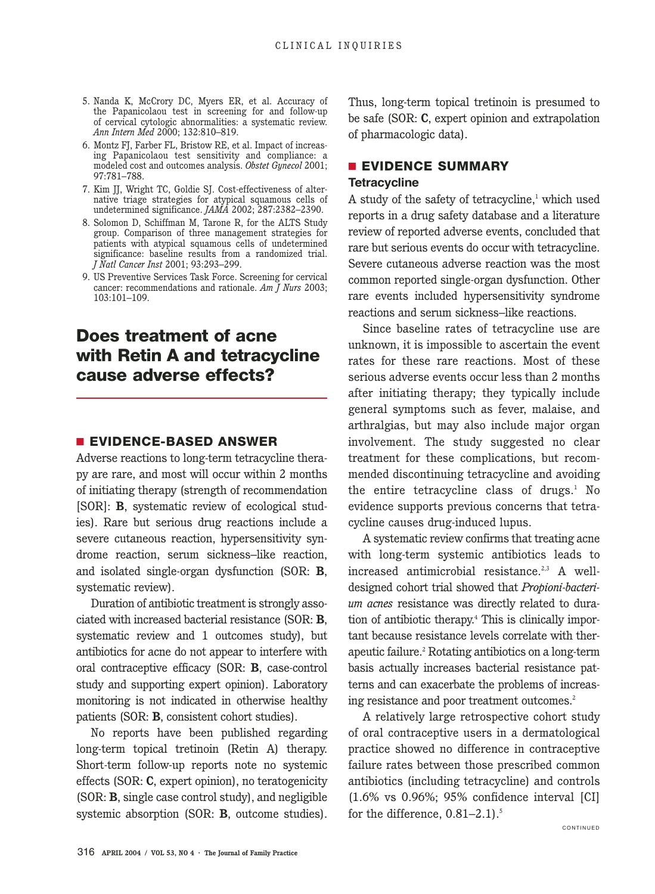5. Nanda K, McCrory DC, Myers ER, et al. Accuracy of the Papanicolaou test in screening for and follow-up of cervical cytologic abnormalities: a systematic review. *Ann Intern Med* 2000; 132:810–819.
6. Montz FJ, Farber FL, Bristow RE, et al. Impact of increasing Papanicolaou test sensitivity and compliance: a modeled cost and outcomes analysis. *Obstet Gynecol* 2001; 97:781–788.
7. Kim JJ, Wright TC, Goldie SJ. Cost-effectiveness of alternative triage strategies for atypical squamous cells of undetermined significance. *JAMA* 2002; 287:2382–2390.
8. Solomon D, Schiffman M, Tarone R, for the ALTS Study group. Comparison of three management strategies for patients with atypical squamous cells of undetermined significance: baseline results from a randomized trial. *J Natl Cancer Inst* 2001; 93:293–299.
9. US Preventive Services Task Force. Screening for cervical cancer: recommendations and rationale. *Am J Nurs* 2003; 103:101–109.

# Does treatment of acne with Retin A and tetracycline cause adverse effects?

## EVIDENCE-BASED ANSWER

Adverse reactions to long-term tetracycline therapy are rare, and most will occur within 2 months of initiating therapy (strength of recommendation [SOR]: **B**, systematic review of ecological studies). Rare but serious drug reactions include a severe cutaneous reaction, hypersensitivity syndrome reaction, serum sickness–like reaction, and isolated single-organ dysfunction (SOR: **B**, systematic review).

Duration of antibiotic treatment is strongly associated with increased bacterial resistance (SOR: **B**, systematic review and 1 outcomes study), but antibiotics for acne do not appear to interfere with oral contraceptive efficacy (SOR: **B**, case-control study and supporting expert opinion). Laboratory monitoring is not indicated in otherwise healthy patients (SOR: **B**, consistent cohort studies).

No reports have been published regarding long-term topical tretinoin (Retin A) therapy. Short-term follow-up reports note no systemic effects (SOR: **C**, expert opinion), no teratogenicity (SOR: **B**, single case control study), and negligible systemic absorption (SOR: **B**, outcome studies). Thus, long-term topical tretinoin is presumed to be safe (SOR: **C**, expert opinion and extrapolation of pharmacologic data).

## EVIDENCE SUMMARY

### Tetracycline

A study of the safety of tetracycline,[1] which used reports in a drug safety database and a literature review of reported adverse events, concluded that rare but serious events do occur with tetracycline. Severe cutaneous adverse reaction was the most common reported single-organ dysfunction. Other rare events included hypersensitivity syndrome reactions and serum sickness–like reactions.

Since baseline rates of tetracycline use are unknown, it is impossible to ascertain the event rates for these rare reactions. Most of these serious adverse events occur less than 2 months after initiating therapy; they typically include general symptoms such as fever, malaise, and arthralgias, but may also include major organ involvement. The study suggested no clear treatment for these complications, but recommended discontinuing tetracycline and avoiding the entire tetracycline class of drugs.[1] No evidence supports previous concerns that tetracycline causes drug-induced lupus.

A systematic review confirms that treating acne with long-term systemic antibiotics leads to increased antimicrobial resistance.[2,3] A well-designed cohort trial showed that *Propionibacterium acnes* resistance was directly related to duration of antibiotic therapy.[4] This is clinically important because resistance levels correlate with therapeutic failure.[2] Rotating antibiotics on a long-term basis actually increases bacterial resistance patterns and can exacerbate the problems of increasing resistance and poor treatment outcomes.[2]

A relatively large retrospective cohort study of oral contraceptive users in a dermatological practice showed no difference in contraceptive failure rates between those prescribed common antibiotics (including tetracycline) and controls (1.6% vs 0.96%; 95% confidence interval [CI] for the difference, 0.81–2.1).[5]

CONTINUED